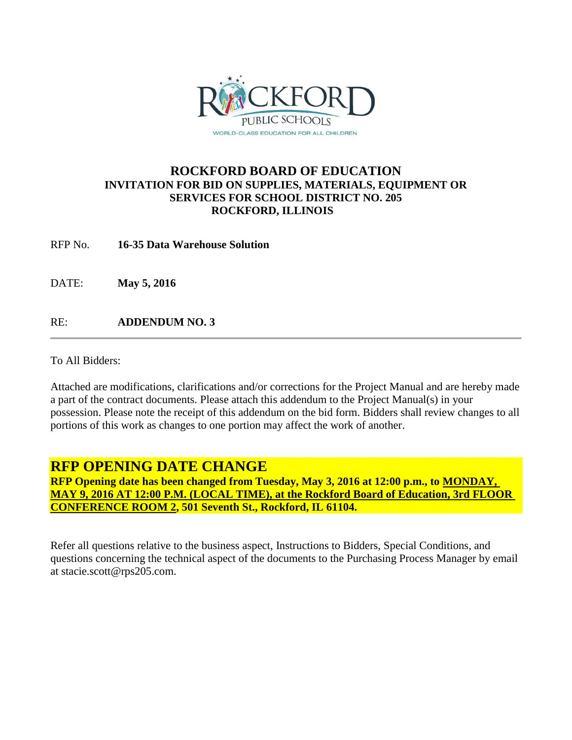ROCKFORD PUBLIC SCHOOLS
WORLD-CLASS EDUCATION FOR ALL CHILDREN

**ROCKFORD BOARD OF EDUCATION**
**INVITATION FOR BID ON SUPPLIES, MATERIALS, EQUIPMENT OR SERVICES FOR SCHOOL DISTRICT NO. 205**
**ROCKFORD, ILLINOIS**

RFP No. **16-35 Data Warehouse Solution**

DATE: **May 5, 2016**

RE: **ADDENDUM NO. 3**

---

To All Bidders:

Attached are modifications, clarifications and/or corrections for the Project Manual and are hereby made a part of the contract documents. Please attach this addendum to the Project Manual(s) in your possession. Please note the receipt of this addendum on the bid form. Bidders shall review changes to all portions of this work as changes to one portion may affect the work of another.

## RFP OPENING DATE CHANGE

**RFP Opening date has been changed from Tuesday, May 3, 2016 at 12:00 p.m., to MONDAY, MAY 9, 2016 AT 12:00 P.M. (LOCAL TIME), at the Rockford Board of Education, 3rd FLOOR CONFERENCE ROOM 2, 501 Seventh St., Rockford, IL 61104.**

Refer all questions relative to the business aspect, Instructions to Bidders, Special Conditions, and questions concerning the technical aspect of the documents to the Purchasing Process Manager by email at stacie.scott@rps205.com.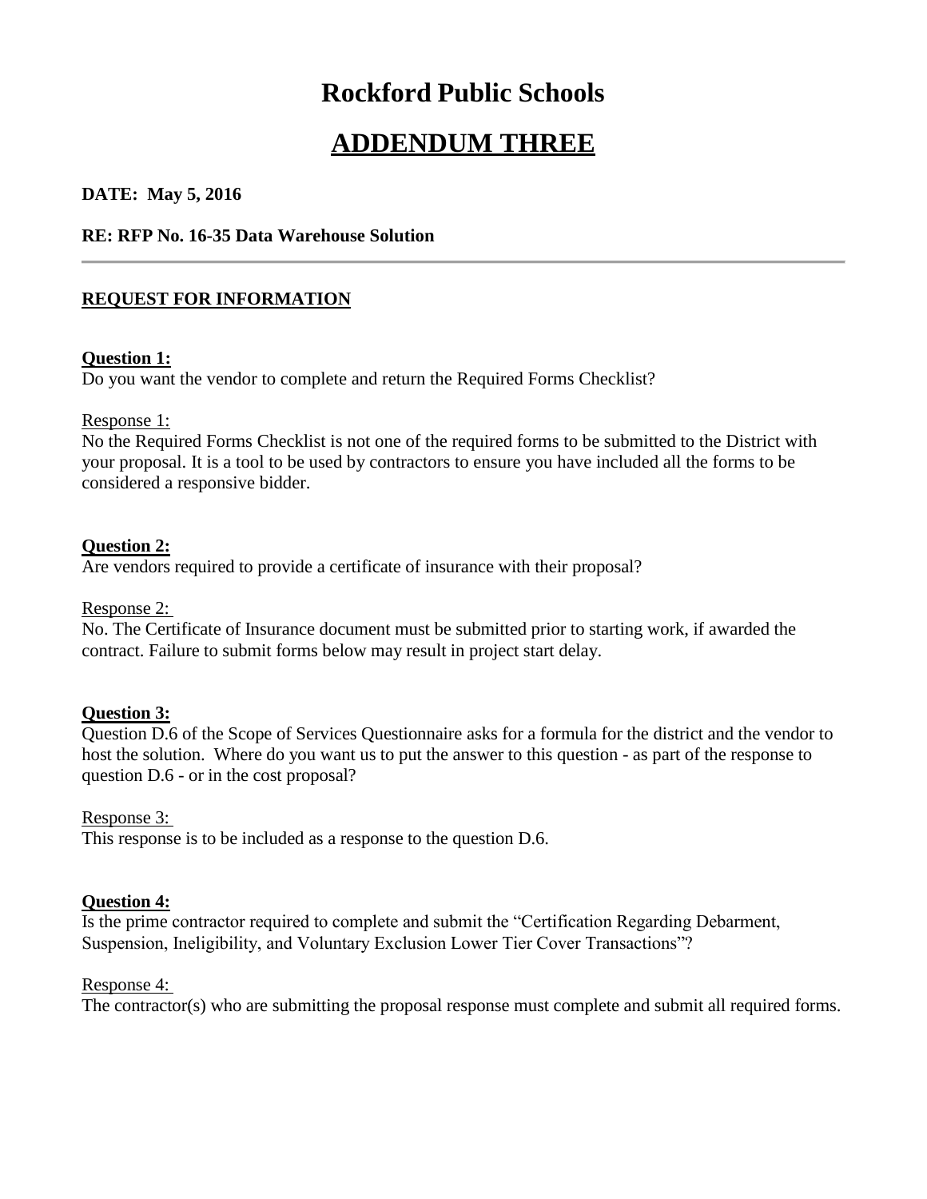# Rockford Public Schools

## ADDENDUM THREE

**DATE: May 5, 2016**

**RE: RFP No. 16-35 Data Warehouse Solution**

---

**REQUEST FOR INFORMATION**

**Question 1:**
Do you want the vendor to complete and return the Required Forms Checklist?

Response 1:
No the Required Forms Checklist is not one of the required forms to be submitted to the District with your proposal. It is a tool to be used by contractors to ensure you have included all the forms to be considered a responsive bidder.

**Question 2:**
Are vendors required to provide a certificate of insurance with their proposal?

Response 2:
No. The Certificate of Insurance document must be submitted prior to starting work, if awarded the contract. Failure to submit forms below may result in project start delay.

**Question 3:**
Question D.6 of the Scope of Services Questionnaire asks for a formula for the district and the vendor to host the solution. Where do you want us to put the answer to this question - as part of the response to question D.6 - or in the cost proposal?

Response 3:
This response is to be included as a response to the question D.6.

**Question 4:**
Is the prime contractor required to complete and submit the "Certification Regarding Debarment, Suspension, Ineligibility, and Voluntary Exclusion Lower Tier Cover Transactions"?

Response 4:
The contractor(s) who are submitting the proposal response must complete and submit all required forms.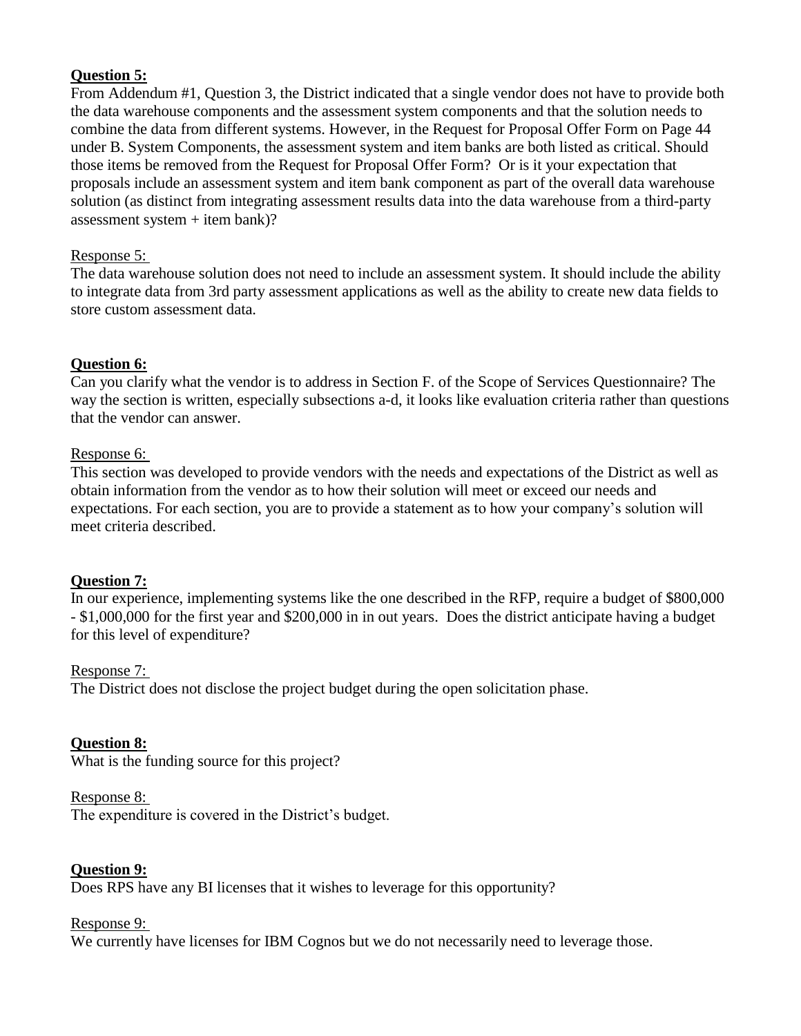**Question 5:**
From Addendum #1, Question 3, the District indicated that a single vendor does not have to provide both the data warehouse components and the assessment system components and that the solution needs to combine the data from different systems. However, in the Request for Proposal Offer Form on Page 44 under B. System Components, the assessment system and item banks are both listed as critical. Should those items be removed from the Request for Proposal Offer Form? Or is it your expectation that proposals include an assessment system and item bank component as part of the overall data warehouse solution (as distinct from integrating assessment results data into the data warehouse from a third-party assessment system + item bank)?

Response 5:
The data warehouse solution does not need to include an assessment system. It should include the ability to integrate data from 3rd party assessment applications as well as the ability to create new data fields to store custom assessment data.

**Question 6:**
Can you clarify what the vendor is to address in Section F. of the Scope of Services Questionnaire? The way the section is written, especially subsections a-d, it looks like evaluation criteria rather than questions that the vendor can answer.

Response 6:
This section was developed to provide vendors with the needs and expectations of the District as well as obtain information from the vendor as to how their solution will meet or exceed our needs and expectations. For each section, you are to provide a statement as to how your company's solution will meet criteria described.

**Question 7:**
In our experience, implementing systems like the one described in the RFP, require a budget of $800,000 - $1,000,000 for the first year and $200,000 in in out years. Does the district anticipate having a budget for this level of expenditure?

Response 7:
The District does not disclose the project budget during the open solicitation phase.

**Question 8:**
What is the funding source for this project?

Response 8:
The expenditure is covered in the District's budget.

**Question 9:**
Does RPS have any BI licenses that it wishes to leverage for this opportunity?

Response 9:
We currently have licenses for IBM Cognos but we do not necessarily need to leverage those.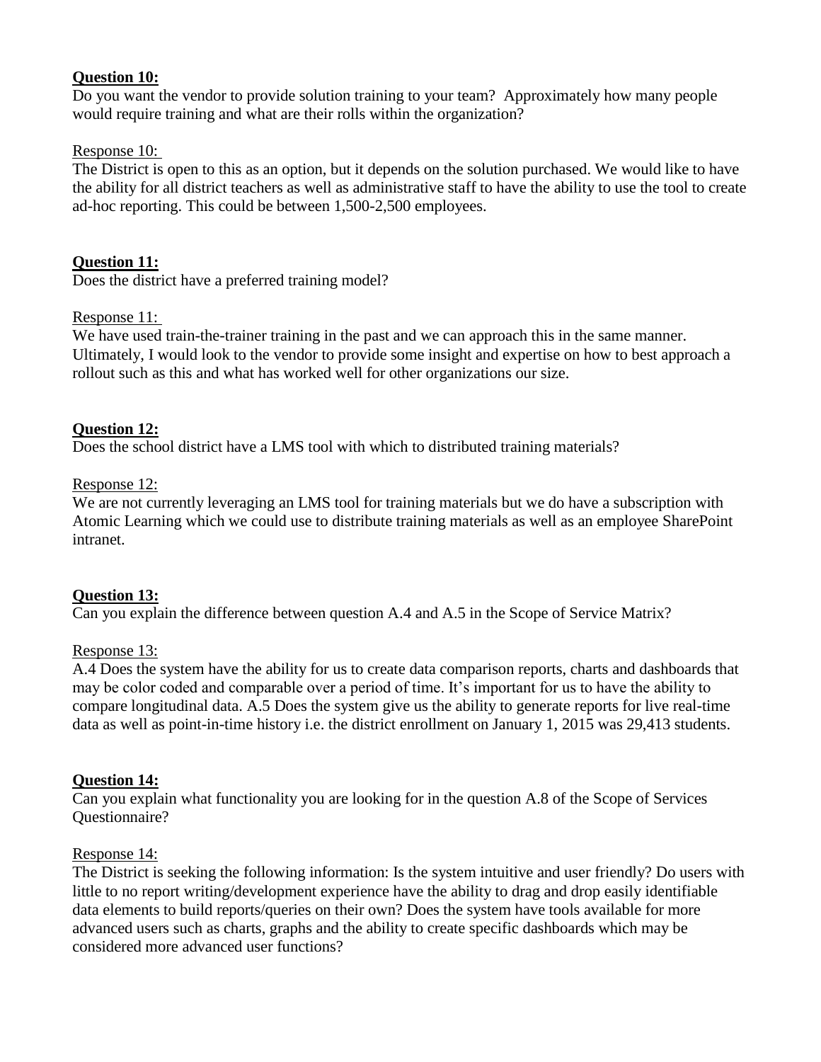**Question 10:**

Do you want the vendor to provide solution training to your team? Approximately how many people would require training and what are their rolls within the organization?

Response 10:

The District is open to this as an option, but it depends on the solution purchased. We would like to have the ability for all district teachers as well as administrative staff to have the ability to use the tool to create ad-hoc reporting. This could be between 1,500-2,500 employees.

**Question 11:**

Does the district have a preferred training model?

Response 11:

We have used train-the-trainer training in the past and we can approach this in the same manner. Ultimately, I would look to the vendor to provide some insight and expertise on how to best approach a rollout such as this and what has worked well for other organizations our size.

**Question 12:**

Does the school district have a LMS tool with which to distributed training materials?

Response 12:

We are not currently leveraging an LMS tool for training materials but we do have a subscription with Atomic Learning which we could use to distribute training materials as well as an employee SharePoint intranet.

**Question 13:**

Can you explain the difference between question A.4 and A.5 in the Scope of Service Matrix?

Response 13:

A.4 Does the system have the ability for us to create data comparison reports, charts and dashboards that may be color coded and comparable over a period of time. It's important for us to have the ability to compare longitudinal data. A.5 Does the system give us the ability to generate reports for live real-time data as well as point-in-time history i.e. the district enrollment on January 1, 2015 was 29,413 students.

**Question 14:**

Can you explain what functionality you are looking for in the question A.8 of the Scope of Services Questionnaire?

Response 14:

The District is seeking the following information: Is the system intuitive and user friendly? Do users with little to no report writing/development experience have the ability to drag and drop easily identifiable data elements to build reports/queries on their own? Does the system have tools available for more advanced users such as charts, graphs and the ability to create specific dashboards which may be considered more advanced user functions?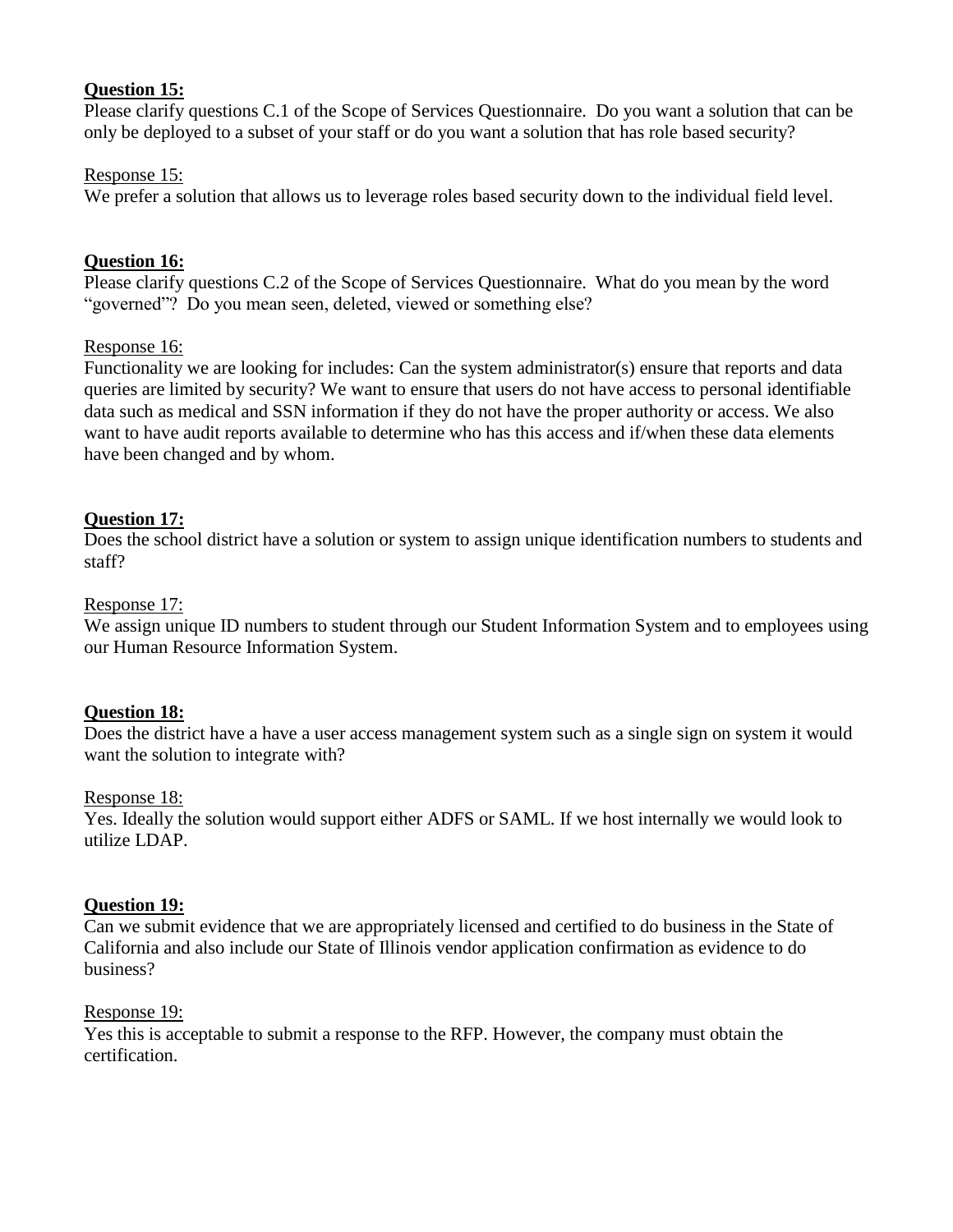**Question 15:**
Please clarify questions C.1 of the Scope of Services Questionnaire. Do you want a solution that can be only be deployed to a subset of your staff or do you want a solution that has role based security?

Response 15:
We prefer a solution that allows us to leverage roles based security down to the individual field level.

**Question 16:**
Please clarify questions C.2 of the Scope of Services Questionnaire. What do you mean by the word "governed"? Do you mean seen, deleted, viewed or something else?

Response 16:
Functionality we are looking for includes: Can the system administrator(s) ensure that reports and data queries are limited by security? We want to ensure that users do not have access to personal identifiable data such as medical and SSN information if they do not have the proper authority or access. We also want to have audit reports available to determine who has this access and if/when these data elements have been changed and by whom.

**Question 17:**
Does the school district have a solution or system to assign unique identification numbers to students and staff?

Response 17:
We assign unique ID numbers to student through our Student Information System and to employees using our Human Resource Information System.

**Question 18:**
Does the district have a have a user access management system such as a single sign on system it would want the solution to integrate with?

Response 18:
Yes. Ideally the solution would support either ADFS or SAML. If we host internally we would look to utilize LDAP.

**Question 19:**
Can we submit evidence that we are appropriately licensed and certified to do business in the State of California and also include our State of Illinois vendor application confirmation as evidence to do business?

Response 19:
Yes this is acceptable to submit a response to the RFP. However, the company must obtain the certification.